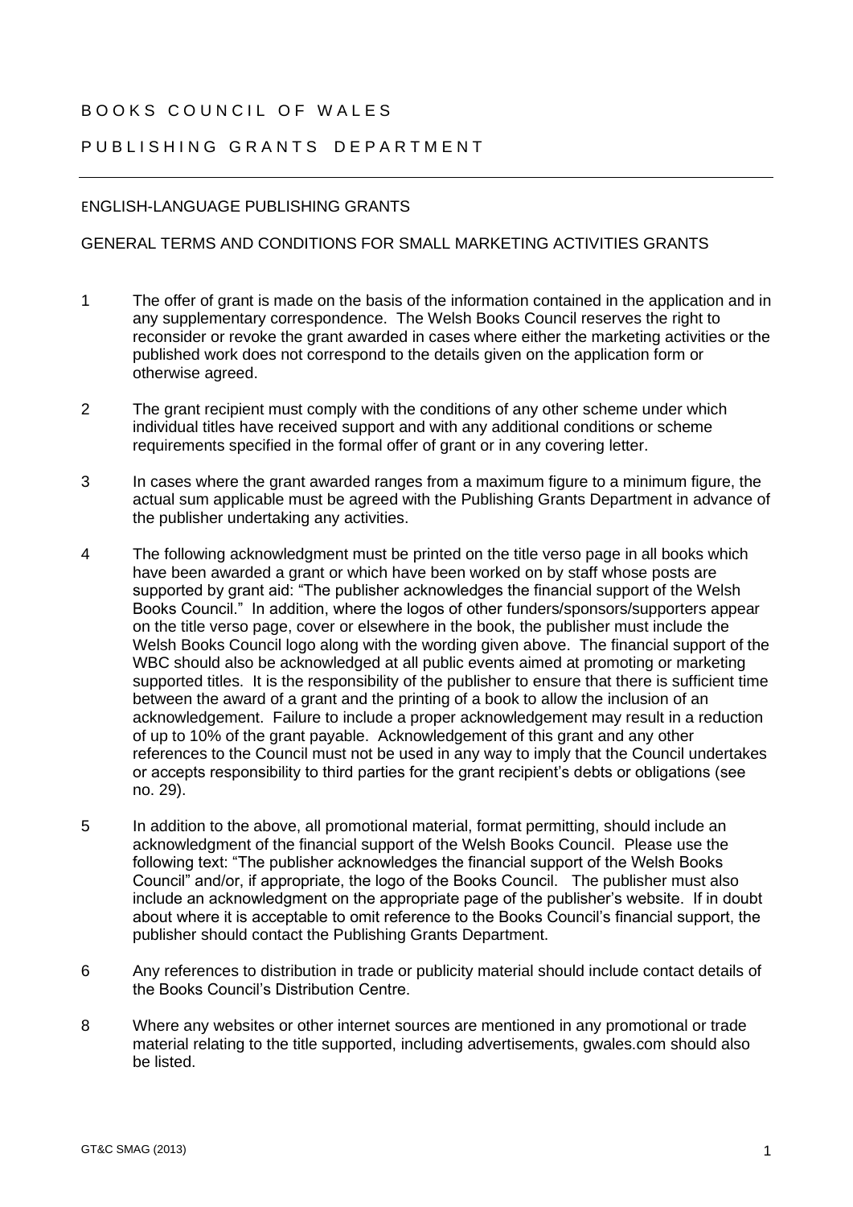# BOOKS COUNCIL OF WALES

## PUBLISHING GRANTS DEPARTMENT

---

ENGLISH-LANGUAGE PUBLISHING GRANTS

GENERAL TERMS AND CONDITIONS FOR SMALL MARKETING ACTIVITIES GRANTS

1 The offer of grant is made on the basis of the information contained in the application and in any supplementary correspondence. The Welsh Books Council reserves the right to reconsider or revoke the grant awarded in cases where either the marketing activities or the published work does not correspond to the details given on the application form or otherwise agreed.

2 The grant recipient must comply with the conditions of any other scheme under which individual titles have received support and with any additional conditions or scheme requirements specified in the formal offer of grant or in any covering letter.

3 In cases where the grant awarded ranges from a maximum figure to a minimum figure, the actual sum applicable must be agreed with the Publishing Grants Department in advance of the publisher undertaking any activities.

4 The following acknowledgment must be printed on the title verso page in all books which have been awarded a grant or which have been worked on by staff whose posts are supported by grant aid: "The publisher acknowledges the financial support of the Welsh Books Council." In addition, where the logos of other funders/sponsors/supporters appear on the title verso page, cover or elsewhere in the book, the publisher must include the Welsh Books Council logo along with the wording given above. The financial support of the WBC should also be acknowledged at all public events aimed at promoting or marketing supported titles. It is the responsibility of the publisher to ensure that there is sufficient time between the award of a grant and the printing of a book to allow the inclusion of an acknowledgement. Failure to include a proper acknowledgement may result in a reduction of up to 10% of the grant payable. Acknowledgement of this grant and any other references to the Council must not be used in any way to imply that the Council undertakes or accepts responsibility to third parties for the grant recipient's debts or obligations (see no. 29).

5 In addition to the above, all promotional material, format permitting, should include an acknowledgment of the financial support of the Welsh Books Council. Please use the following text: "The publisher acknowledges the financial support of the Welsh Books Council" and/or, if appropriate, the logo of the Books Council. The publisher must also include an acknowledgment on the appropriate page of the publisher's website. If in doubt about where it is acceptable to omit reference to the Books Council's financial support, the publisher should contact the Publishing Grants Department.

6 Any references to distribution in trade or publicity material should include contact details of the Books Council's Distribution Centre.

8 Where any websites or other internet sources are mentioned in any promotional or trade material relating to the title supported, including advertisements, gwales.com should also be listed.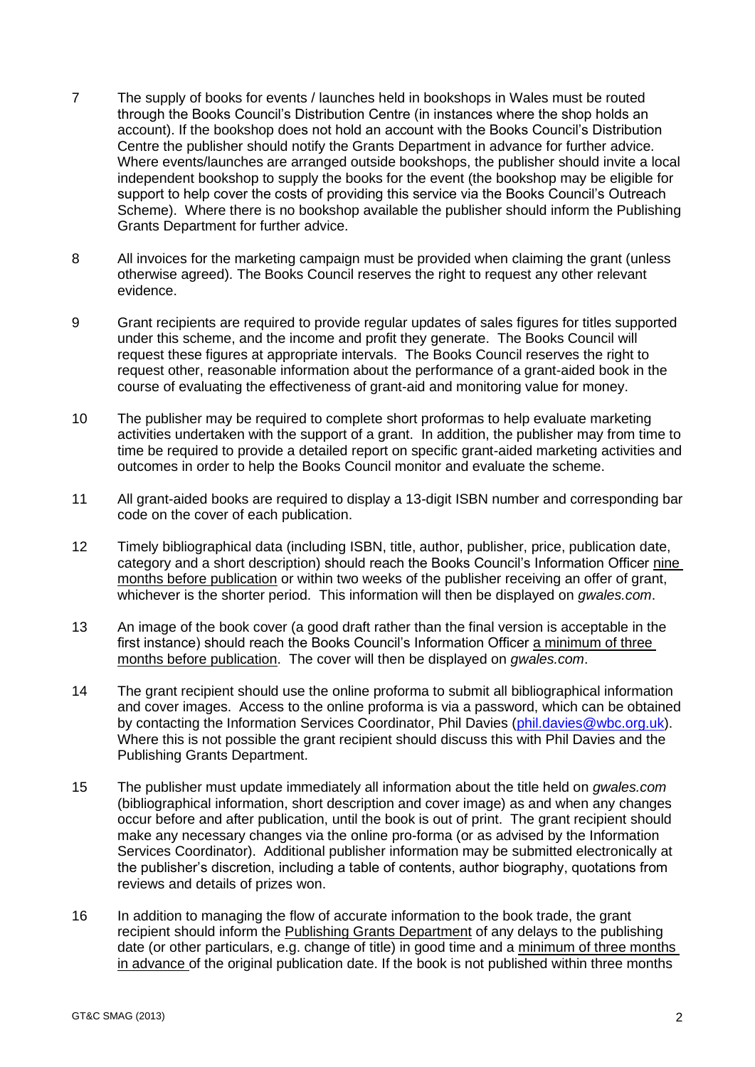7 The supply of books for events / launches held in bookshops in Wales must be routed through the Books Council's Distribution Centre (in instances where the shop holds an account). If the bookshop does not hold an account with the Books Council's Distribution Centre the publisher should notify the Grants Department in advance for further advice. Where events/launches are arranged outside bookshops, the publisher should invite a local independent bookshop to supply the books for the event (the bookshop may be eligible for support to help cover the costs of providing this service via the Books Council's Outreach Scheme). Where there is no bookshop available the publisher should inform the Publishing Grants Department for further advice.

8 All invoices for the marketing campaign must be provided when claiming the grant (unless otherwise agreed). The Books Council reserves the right to request any other relevant evidence.

9 Grant recipients are required to provide regular updates of sales figures for titles supported under this scheme, and the income and profit they generate. The Books Council will request these figures at appropriate intervals. The Books Council reserves the right to request other, reasonable information about the performance of a grant-aided book in the course of evaluating the effectiveness of grant-aid and monitoring value for money.

10 The publisher may be required to complete short proformas to help evaluate marketing activities undertaken with the support of a grant. In addition, the publisher may from time to time be required to provide a detailed report on specific grant-aided marketing activities and outcomes in order to help the Books Council monitor and evaluate the scheme.

11 All grant-aided books are required to display a 13-digit ISBN number and corresponding bar code on the cover of each publication.

12 Timely bibliographical data (including ISBN, title, author, publisher, price, publication date, category and a short description) should reach the Books Council's Information Officer nine months before publication or within two weeks of the publisher receiving an offer of grant, whichever is the shorter period. This information will then be displayed on *gwales.com*.

13 An image of the book cover (a good draft rather than the final version is acceptable in the first instance) should reach the Books Council's Information Officer a minimum of three months before publication. The cover will then be displayed on *gwales.com*.

14 The grant recipient should use the online proforma to submit all bibliographical information and cover images. Access to the online proforma is via a password, which can be obtained by contacting the Information Services Coordinator, Phil Davies (phil.davies@wbc.org.uk). Where this is not possible the grant recipient should discuss this with Phil Davies and the Publishing Grants Department.

15 The publisher must update immediately all information about the title held on *gwales.com* (bibliographical information, short description and cover image) as and when any changes occur before and after publication, until the book is out of print. The grant recipient should make any necessary changes via the online pro-forma (or as advised by the Information Services Coordinator). Additional publisher information may be submitted electronically at the publisher's discretion, including a table of contents, author biography, quotations from reviews and details of prizes won.

16 In addition to managing the flow of accurate information to the book trade, the grant recipient should inform the Publishing Grants Department of any delays to the publishing date (or other particulars, e.g. change of title) in good time and a minimum of three months in advance of the original publication date. If the book is not published within three months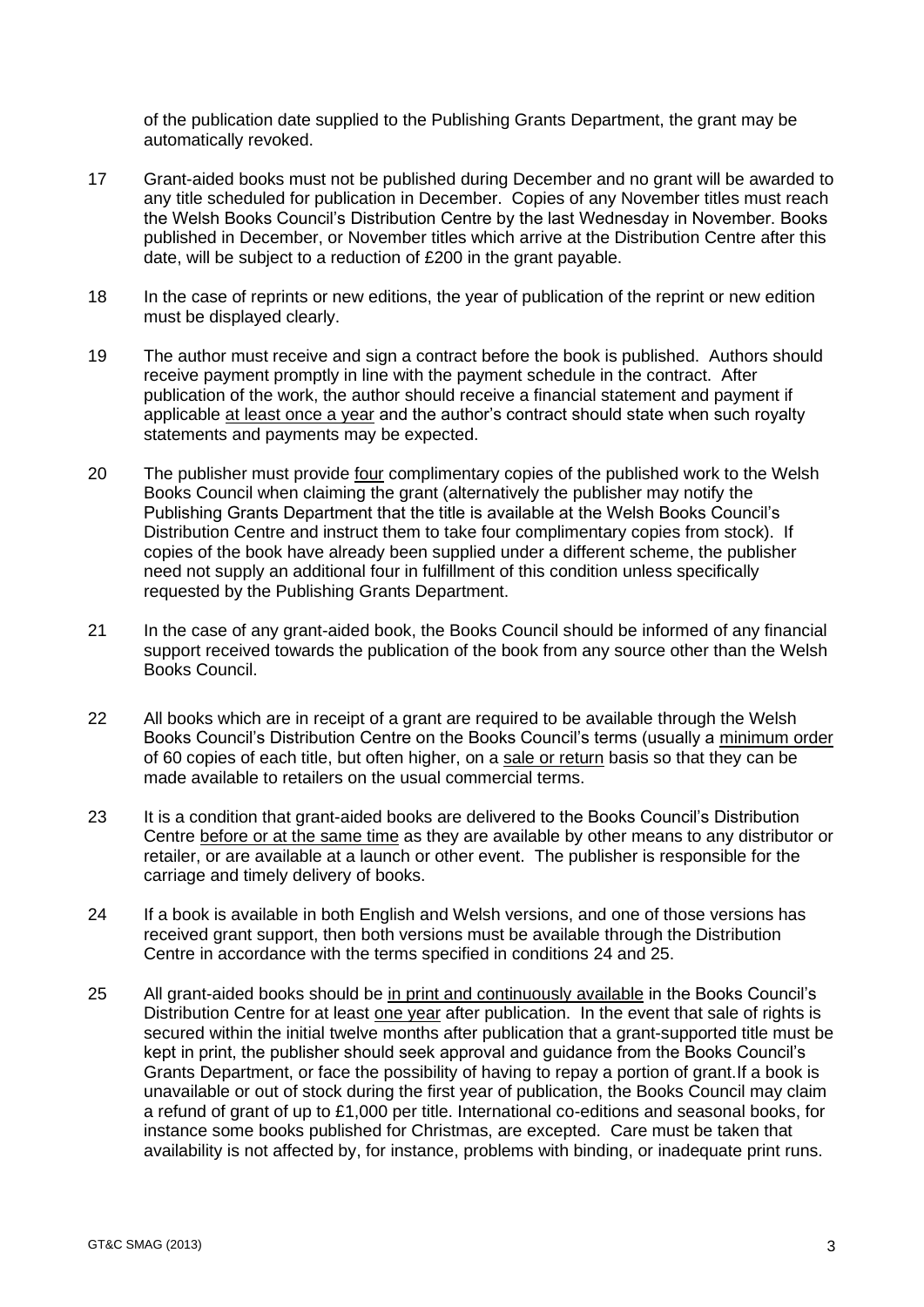of the publication date supplied to the Publishing Grants Department, the grant may be automatically revoked.

17 Grant-aided books must not be published during December and no grant will be awarded to any title scheduled for publication in December. Copies of any November titles must reach the Welsh Books Council's Distribution Centre by the last Wednesday in November. Books published in December, or November titles which arrive at the Distribution Centre after this date, will be subject to a reduction of £200 in the grant payable.

18 In the case of reprints or new editions, the year of publication of the reprint or new edition must be displayed clearly.

19 The author must receive and sign a contract before the book is published. Authors should receive payment promptly in line with the payment schedule in the contract. After publication of the work, the author should receive a financial statement and payment if applicable <u>at least once a year</u> and the author's contract should state when such royalty statements and payments may be expected.

20 The publisher must provide <u>four</u> complimentary copies of the published work to the Welsh Books Council when claiming the grant (alternatively the publisher may notify the Publishing Grants Department that the title is available at the Welsh Books Council's Distribution Centre and instruct them to take four complimentary copies from stock). If copies of the book have already been supplied under a different scheme, the publisher need not supply an additional four in fulfillment of this condition unless specifically requested by the Publishing Grants Department.

21 In the case of any grant-aided book, the Books Council should be informed of any financial support received towards the publication of the book from any source other than the Welsh Books Council.

22 All books which are in receipt of a grant are required to be available through the Welsh Books Council's Distribution Centre on the Books Council's terms (usually a <u>minimum order</u> of 60 copies of each title, but often higher, on a <u>sale or return</u> basis so that they can be made available to retailers on the usual commercial terms.

23 It is a condition that grant-aided books are delivered to the Books Council's Distribution Centre <u>before or at the same time</u> as they are available by other means to any distributor or retailer, or are available at a launch or other event. The publisher is responsible for the carriage and timely delivery of books.

24 If a book is available in both English and Welsh versions, and one of those versions has received grant support, then both versions must be available through the Distribution Centre in accordance with the terms specified in conditions 24 and 25.

25 All grant-aided books should be <u>in print and continuously available</u> in the Books Council's Distribution Centre for at least <u>one year</u> after publication. In the event that sale of rights is secured within the initial twelve months after publication that a grant-supported title must be kept in print, the publisher should seek approval and guidance from the Books Council's Grants Department, or face the possibility of having to repay a portion of grant.If a book is unavailable or out of stock during the first year of publication, the Books Council may claim a refund of grant of up to £1,000 per title. International co-editions and seasonal books, for instance some books published for Christmas, are excepted. Care must be taken that availability is not affected by, for instance, problems with binding, or inadequate print runs.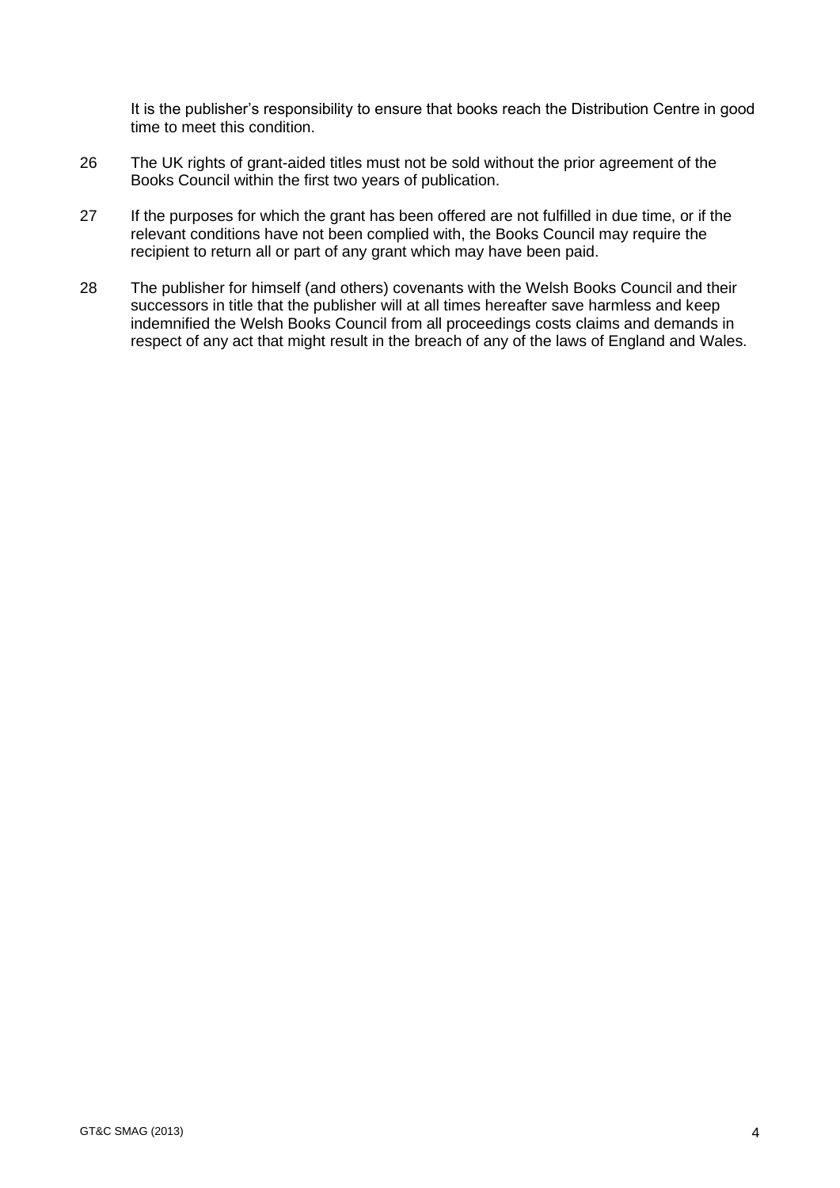It is the publisher's responsibility to ensure that books reach the Distribution Centre in good time to meet this condition.

26 The UK rights of grant-aided titles must not be sold without the prior agreement of the Books Council within the first two years of publication.

27 If the purposes for which the grant has been offered are not fulfilled in due time, or if the relevant conditions have not been complied with, the Books Council may require the recipient to return all or part of any grant which may have been paid.

28 The publisher for himself (and others) covenants with the Welsh Books Council and their successors in title that the publisher will at all times hereafter save harmless and keep indemnified the Welsh Books Council from all proceedings costs claims and demands in respect of any act that might result in the breach of any of the laws of England and Wales.